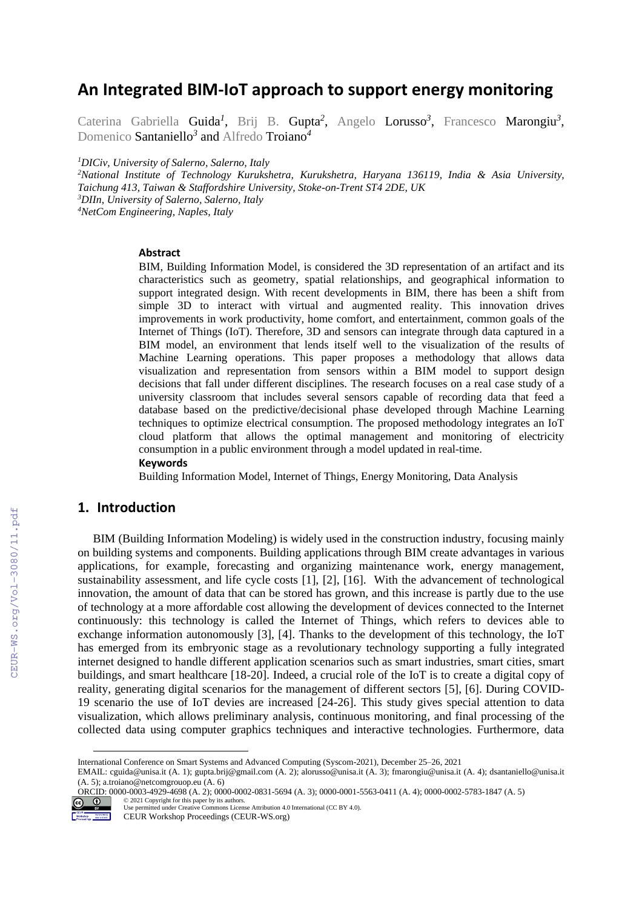# An Integrated BIM-IoT approach to support energy monitoring

Caterina Gabriella Guida[1], Brij B. Gupta[2], Angelo Lorusso[3], Francesco Marongiu[3], Domenico Santaniello[3] and Alfredo Troiano[4]

[1]*DICiv, University of Salerno, Salerno, Italy*
[2]*National Institute of Technology Kurukshetra, Kurukshetra, Haryana 136119, India & Asia University, Taichung 413, Taiwan & Staffordshire University, Stoke-on-Trent ST4 2DE, UK*
[3]*DIIn, University of Salerno, Salerno, Italy*
[4]*NetCom Engineering, Naples, Italy*

### Abstract

BIM, Building Information Model, is considered the 3D representation of an artifact and its characteristics such as geometry, spatial relationships, and geographical information to support integrated design. With recent developments in BIM, there has been a shift from simple 3D to interact with virtual and augmented reality. This innovation drives improvements in work productivity, home comfort, and entertainment, common goals of the Internet of Things (IoT). Therefore, 3D and sensors can integrate through data captured in a BIM model, an environment that lends itself well to the visualization of the results of Machine Learning operations. This paper proposes a methodology that allows data visualization and representation from sensors within a BIM model to support design decisions that fall under different disciplines. The research focuses on a real case study of a university classroom that includes several sensors capable of recording data that feed a database based on the predictive/decisional phase developed through Machine Learning techniques to optimize electrical consumption. The proposed methodology integrates an IoT cloud platform that allows the optimal management and monitoring of electricity consumption in a public environment through a model updated in real-time.

### Keywords

Building Information Model, Internet of Things, Energy Monitoring, Data Analysis

## 1. Introduction

BIM (Building Information Modeling) is widely used in the construction industry, focusing mainly on building systems and components. Building applications through BIM create advantages in various applications, for example, forecasting and organizing maintenance work, energy management, sustainability assessment, and life cycle costs [1], [2], [16]. With the advancement of technological innovation, the amount of data that can be stored has grown, and this increase is partly due to the use of technology at a more affordable cost allowing the development of devices connected to the Internet continuously: this technology is called the Internet of Things, which refers to devices able to exchange information autonomously [3], [4]. Thanks to the development of this technology, the IoT has emerged from its embryonic stage as a revolutionary technology supporting a fully integrated internet designed to handle different application scenarios such as smart industries, smart cities, smart buildings, and smart healthcare [18-20]. Indeed, a crucial role of the IoT is to create a digital copy of reality, generating digital scenarios for the management of different sectors [5], [6]. During COVID-19 scenario the use of IoT devies are increased [24-26]. This study gives special attention to data visualization, which allows preliminary analysis, continuous monitoring, and final processing of the collected data using computer graphics techniques and interactive technologies. Furthermore, data

---

International Conference on Smart Systems and Advanced Computing (Syscom-2021), December 25–26, 2021
EMAIL: cguida@unisa.it (A. 1); gupta.brij@gmail.com (A. 2); alorusso@unisa.it (A. 3); fmarongiu@unisa.it (A. 4); dsantaniello@unisa.it (A. 5); a.troiano@netcomgrouop.eu (A. 6)
ORCID: 0000-0003-4929-4698 (A. 2); 0000-0002-0831-5694 (A. 3); 0000-0001-5563-0411 (A. 4); 0000-0002-5783-1847 (A. 5)
© 2021 Copyright for this paper by its authors.
Use permitted under Creative Commons License Attribution 4.0 International (CC BY 4.0).
CEUR Workshop Proceedings (CEUR-WS.org)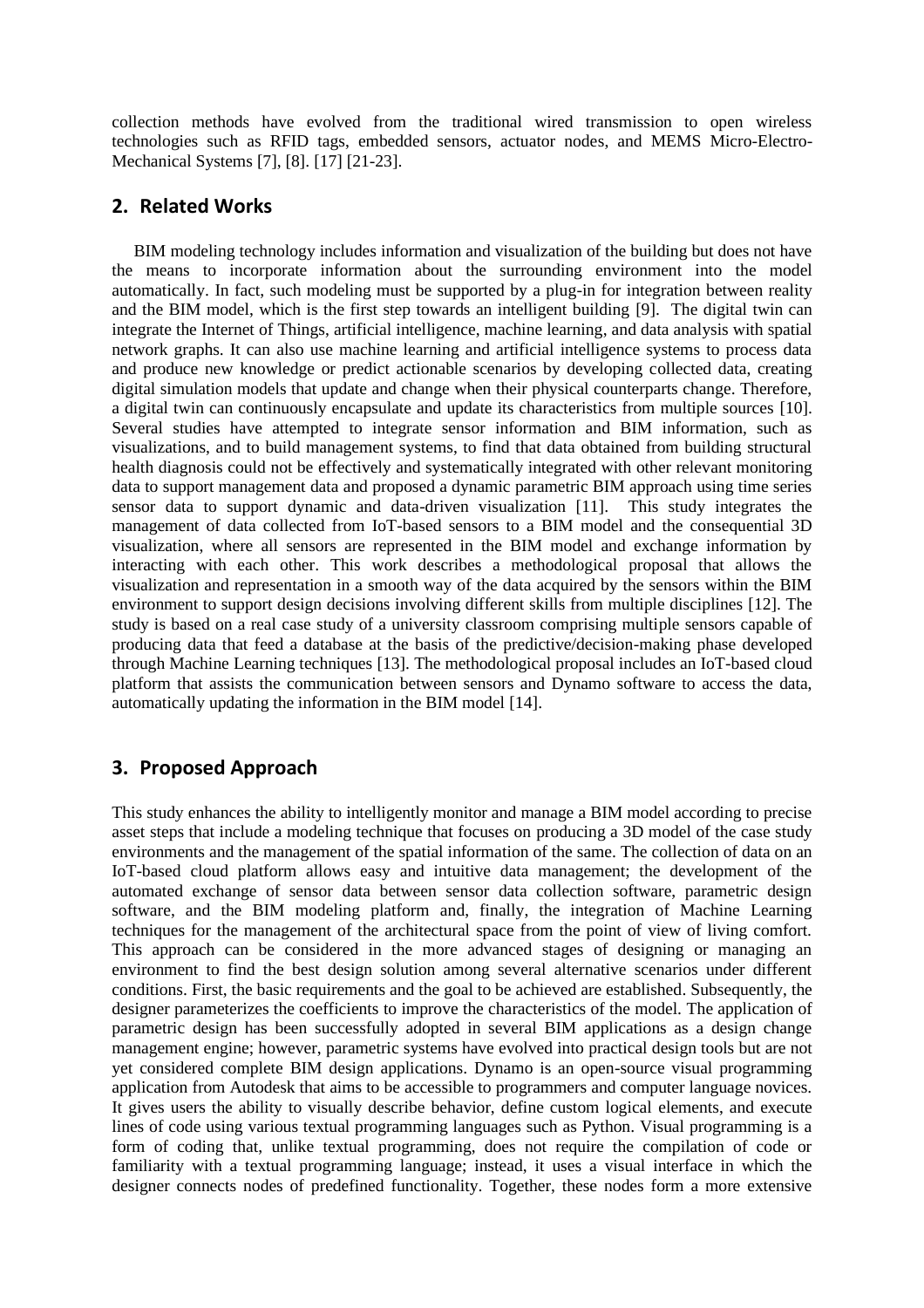collection methods have evolved from the traditional wired transmission to open wireless technologies such as RFID tags, embedded sensors, actuator nodes, and MEMS Micro-Electro-Mechanical Systems [7], [8]. [17] [21-23].

## 2. Related Works

BIM modeling technology includes information and visualization of the building but does not have the means to incorporate information about the surrounding environment into the model automatically. In fact, such modeling must be supported by a plug-in for integration between reality and the BIM model, which is the first step towards an intelligent building [9]. The digital twin can integrate the Internet of Things, artificial intelligence, machine learning, and data analysis with spatial network graphs. It can also use machine learning and artificial intelligence systems to process data and produce new knowledge or predict actionable scenarios by developing collected data, creating digital simulation models that update and change when their physical counterparts change. Therefore, a digital twin can continuously encapsulate and update its characteristics from multiple sources [10]. Several studies have attempted to integrate sensor information and BIM information, such as visualizations, and to build management systems, to find that data obtained from building structural health diagnosis could not be effectively and systematically integrated with other relevant monitoring data to support management data and proposed a dynamic parametric BIM approach using time series sensor data to support dynamic and data-driven visualization [11]. This study integrates the management of data collected from IoT-based sensors to a BIM model and the consequential 3D visualization, where all sensors are represented in the BIM model and exchange information by interacting with each other. This work describes a methodological proposal that allows the visualization and representation in a smooth way of the data acquired by the sensors within the BIM environment to support design decisions involving different skills from multiple disciplines [12]. The study is based on a real case study of a university classroom comprising multiple sensors capable of producing data that feed a database at the basis of the predictive/decision-making phase developed through Machine Learning techniques [13]. The methodological proposal includes an IoT-based cloud platform that assists the communication between sensors and Dynamo software to access the data, automatically updating the information in the BIM model [14].

## 3. Proposed Approach

This study enhances the ability to intelligently monitor and manage a BIM model according to precise asset steps that include a modeling technique that focuses on producing a 3D model of the case study environments and the management of the spatial information of the same. The collection of data on an IoT-based cloud platform allows easy and intuitive data management; the development of the automated exchange of sensor data between sensor data collection software, parametric design software, and the BIM modeling platform and, finally, the integration of Machine Learning techniques for the management of the architectural space from the point of view of living comfort. This approach can be considered in the more advanced stages of designing or managing an environment to find the best design solution among several alternative scenarios under different conditions. First, the basic requirements and the goal to be achieved are established. Subsequently, the designer parameterizes the coefficients to improve the characteristics of the model. The application of parametric design has been successfully adopted in several BIM applications as a design change management engine; however, parametric systems have evolved into practical design tools but are not yet considered complete BIM design applications. Dynamo is an open-source visual programming application from Autodesk that aims to be accessible to programmers and computer language novices. It gives users the ability to visually describe behavior, define custom logical elements, and execute lines of code using various textual programming languages such as Python. Visual programming is a form of coding that, unlike textual programming, does not require the compilation of code or familiarity with a textual programming language; instead, it uses a visual interface in which the designer connects nodes of predefined functionality. Together, these nodes form a more extensive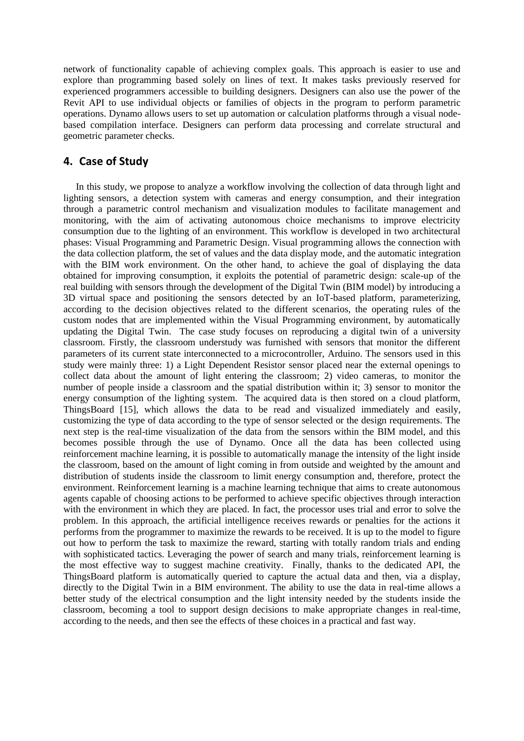network of functionality capable of achieving complex goals. This approach is easier to use and explore than programming based solely on lines of text. It makes tasks previously reserved for experienced programmers accessible to building designers. Designers can also use the power of the Revit API to use individual objects or families of objects in the program to perform parametric operations. Dynamo allows users to set up automation or calculation platforms through a visual node-based compilation interface. Designers can perform data processing and correlate structural and geometric parameter checks.

## 4. Case of Study

In this study, we propose to analyze a workflow involving the collection of data through light and lighting sensors, a detection system with cameras and energy consumption, and their integration through a parametric control mechanism and visualization modules to facilitate management and monitoring, with the aim of activating autonomous choice mechanisms to improve electricity consumption due to the lighting of an environment. This workflow is developed in two architectural phases: Visual Programming and Parametric Design. Visual programming allows the connection with the data collection platform, the set of values and the data display mode, and the automatic integration with the BIM work environment. On the other hand, to achieve the goal of displaying the data obtained for improving consumption, it exploits the potential of parametric design: scale-up of the real building with sensors through the development of the Digital Twin (BIM model) by introducing a 3D virtual space and positioning the sensors detected by an IoT-based platform, parameterizing, according to the decision objectives related to the different scenarios, the operating rules of the custom nodes that are implemented within the Visual Programming environment, by automatically updating the Digital Twin. The case study focuses on reproducing a digital twin of a university classroom. Firstly, the classroom understudy was furnished with sensors that monitor the different parameters of its current state interconnected to a microcontroller, Arduino. The sensors used in this study were mainly three: 1) a Light Dependent Resistor sensor placed near the external openings to collect data about the amount of light entering the classroom; 2) video cameras, to monitor the number of people inside a classroom and the spatial distribution within it; 3) sensor to monitor the energy consumption of the lighting system. The acquired data is then stored on a cloud platform, ThingsBoard [15], which allows the data to be read and visualized immediately and easily, customizing the type of data according to the type of sensor selected or the design requirements. The next step is the real-time visualization of the data from the sensors within the BIM model, and this becomes possible through the use of Dynamo. Once all the data has been collected using reinforcement machine learning, it is possible to automatically manage the intensity of the light inside the classroom, based on the amount of light coming in from outside and weighted by the amount and distribution of students inside the classroom to limit energy consumption and, therefore, protect the environment. Reinforcement learning is a machine learning technique that aims to create autonomous agents capable of choosing actions to be performed to achieve specific objectives through interaction with the environment in which they are placed. In fact, the processor uses trial and error to solve the problem. In this approach, the artificial intelligence receives rewards or penalties for the actions it performs from the programmer to maximize the rewards to be received. It is up to the model to figure out how to perform the task to maximize the reward, starting with totally random trials and ending with sophisticated tactics. Leveraging the power of search and many trials, reinforcement learning is the most effective way to suggest machine creativity. Finally, thanks to the dedicated API, the ThingsBoard platform is automatically queried to capture the actual data and then, via a display, directly to the Digital Twin in a BIM environment. The ability to use the data in real-time allows a better study of the electrical consumption and the light intensity needed by the students inside the classroom, becoming a tool to support design decisions to make appropriate changes in real-time, according to the needs, and then see the effects of these choices in a practical and fast way.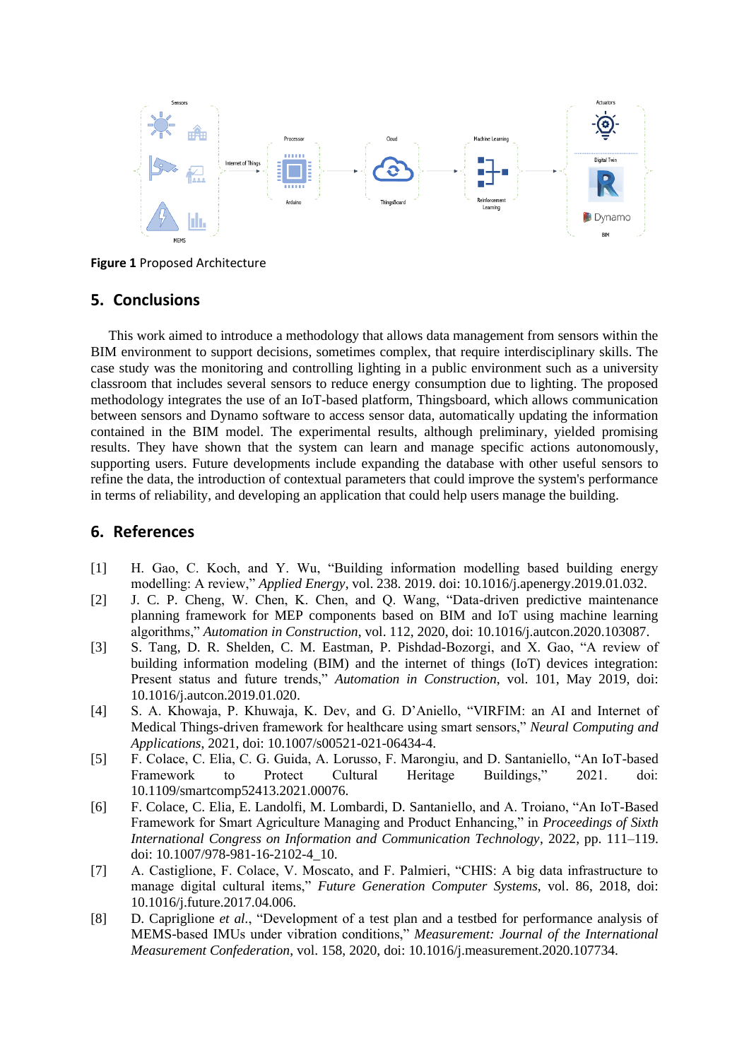**Figure 1** Proposed Architecture

## 5. Conclusions

This work aimed to introduce a methodology that allows data management from sensors within the BIM environment to support decisions, sometimes complex, that require interdisciplinary skills. The case study was the monitoring and controlling lighting in a public environment such as a university classroom that includes several sensors to reduce energy consumption due to lighting. The proposed methodology integrates the use of an IoT-based platform, Thingsboard, which allows communication between sensors and Dynamo software to access sensor data, automatically updating the information contained in the BIM model. The experimental results, although preliminary, yielded promising results. They have shown that the system can learn and manage specific actions autonomously, supporting users. Future developments include expanding the database with other useful sensors to refine the data, the introduction of contextual parameters that could improve the system's performance in terms of reliability, and developing an application that could help users manage the building.

## 6. References

[1] H. Gao, C. Koch, and Y. Wu, "Building information modelling based building energy modelling: A review," *Applied Energy*, vol. 238. 2019. doi: 10.1016/j.apenergy.2019.01.032.

[2] J. C. P. Cheng, W. Chen, K. Chen, and Q. Wang, "Data-driven predictive maintenance planning framework for MEP components based on BIM and IoT using machine learning algorithms," *Automation in Construction*, vol. 112, 2020, doi: 10.1016/j.autcon.2020.103087.

[3] S. Tang, D. R. Shelden, C. M. Eastman, P. Pishdad-Bozorgi, and X. Gao, "A review of building information modeling (BIM) and the internet of things (IoT) devices integration: Present status and future trends," *Automation in Construction*, vol. 101, May 2019, doi: 10.1016/j.autcon.2019.01.020.

[4] S. A. Khowaja, P. Khuwaja, K. Dev, and G. D'Aniello, "VIRFIM: an AI and Internet of Medical Things-driven framework for healthcare using smart sensors," *Neural Computing and Applications*, 2021, doi: 10.1007/s00521-021-06434-4.

[5] F. Colace, C. Elia, C. G. Guida, A. Lorusso, F. Marongiu, and D. Santaniello, "An IoT-based Framework to Protect Cultural Heritage Buildings," 2021. doi: 10.1109/smartcomp52413.2021.00076.

[6] F. Colace, C. Elia, E. Landolfi, M. Lombardi, D. Santaniello, and A. Troiano, "An IoT-Based Framework for Smart Agriculture Managing and Product Enhancing," in *Proceedings of Sixth International Congress on Information and Communication Technology*, 2022, pp. 111–119. doi: 10.1007/978-981-16-2102-4_10.

[7] A. Castiglione, F. Colace, V. Moscato, and F. Palmieri, "CHIS: A big data infrastructure to manage digital cultural items," *Future Generation Computer Systems*, vol. 86, 2018, doi: 10.1016/j.future.2017.04.006.

[8] D. Capriglione *et al.*, "Development of a test plan and a testbed for performance analysis of MEMS-based IMUs under vibration conditions," *Measurement: Journal of the International Measurement Confederation*, vol. 158, 2020, doi: 10.1016/j.measurement.2020.107734.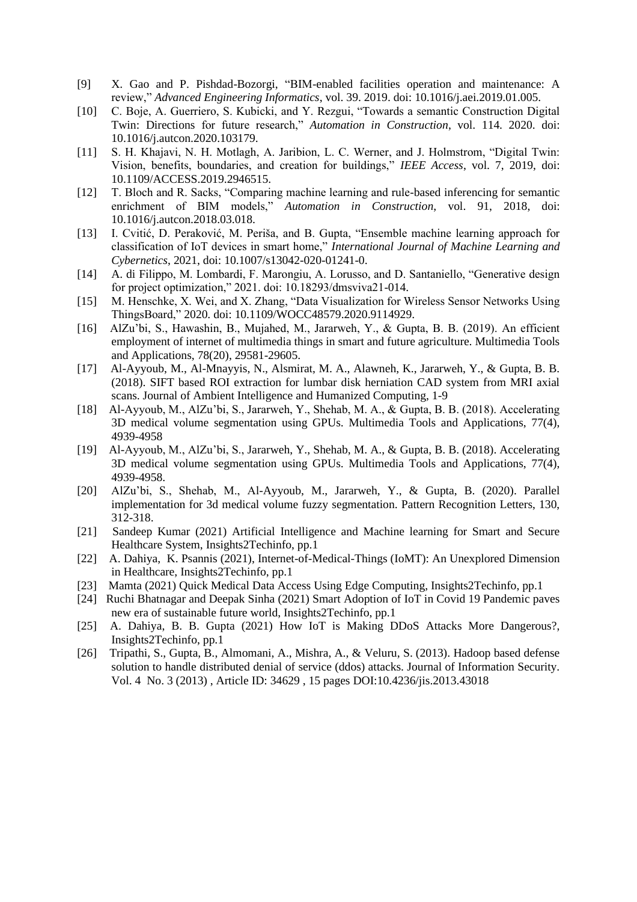[9] X. Gao and P. Pishdad-Bozorgi, "BIM-enabled facilities operation and maintenance: A review," *Advanced Engineering Informatics*, vol. 39. 2019. doi: 10.1016/j.aei.2019.01.005.

[10] C. Boje, A. Guerriero, S. Kubicki, and Y. Rezgui, "Towards a semantic Construction Digital Twin: Directions for future research," *Automation in Construction*, vol. 114. 2020. doi: 10.1016/j.autcon.2020.103179.

[11] S. H. Khajavi, N. H. Motlagh, A. Jaribion, L. C. Werner, and J. Holmstrom, "Digital Twin: Vision, benefits, boundaries, and creation for buildings," *IEEE Access*, vol. 7, 2019, doi: 10.1109/ACCESS.2019.2946515.

[12] T. Bloch and R. Sacks, "Comparing machine learning and rule-based inferencing for semantic enrichment of BIM models," *Automation in Construction*, vol. 91, 2018, doi: 10.1016/j.autcon.2018.03.018.

[13] I. Cvitić, D. Peraković, M. Periša, and B. Gupta, "Ensemble machine learning approach for classification of IoT devices in smart home," *International Journal of Machine Learning and Cybernetics*, 2021, doi: 10.1007/s13042-020-01241-0.

[14] A. di Filippo, M. Lombardi, F. Marongiu, A. Lorusso, and D. Santaniello, "Generative design for project optimization," 2021. doi: 10.18293/dmsviva21-014.

[15] M. Henschke, X. Wei, and X. Zhang, "Data Visualization for Wireless Sensor Networks Using ThingsBoard," 2020. doi: 10.1109/WOCC48579.2020.9114929.

[16] AlZu'bi, S., Hawashin, B., Mujahed, M., Jararweh, Y., & Gupta, B. B. (2019). An efficient employment of internet of multimedia things in smart and future agriculture. Multimedia Tools and Applications, 78(20), 29581-29605.

[17] Al-Ayyoub, M., Al-Mnayyis, N., Alsmirat, M. A., Alawneh, K., Jararweh, Y., & Gupta, B. B. (2018). SIFT based ROI extraction for lumbar disk herniation CAD system from MRI axial scans. Journal of Ambient Intelligence and Humanized Computing, 1-9

[18] Al-Ayyoub, M., AlZu'bi, S., Jararweh, Y., Shehab, M. A., & Gupta, B. B. (2018). Accelerating 3D medical volume segmentation using GPUs. Multimedia Tools and Applications, 77(4), 4939-4958

[19] Al-Ayyoub, M., AlZu'bi, S., Jararweh, Y., Shehab, M. A., & Gupta, B. B. (2018). Accelerating 3D medical volume segmentation using GPUs. Multimedia Tools and Applications, 77(4), 4939-4958.

[20] AlZu'bi, S., Shehab, M., Al-Ayyoub, M., Jararweh, Y., & Gupta, B. (2020). Parallel implementation for 3d medical volume fuzzy segmentation. Pattern Recognition Letters, 130, 312-318.

[21] Sandeep Kumar (2021) Artificial Intelligence and Machine learning for Smart and Secure Healthcare System, Insights2Techinfo, pp.1

[22] A. Dahiya, K. Psannis (2021), Internet-of-Medical-Things (IoMT): An Unexplored Dimension in Healthcare, Insights2Techinfo, pp.1

[23] Mamta (2021) Quick Medical Data Access Using Edge Computing, Insights2Techinfo, pp.1

[24] Ruchi Bhatnagar and Deepak Sinha (2021) Smart Adoption of IoT in Covid 19 Pandemic paves new era of sustainable future world, Insights2Techinfo, pp.1

[25] A. Dahiya, B. B. Gupta (2021) How IoT is Making DDoS Attacks More Dangerous?, Insights2Techinfo, pp.1

[26] Tripathi, S., Gupta, B., Almomani, A., Mishra, A., & Veluru, S. (2013). Hadoop based defense solution to handle distributed denial of service (ddos) attacks. Journal of Information Security. Vol. 4 No. 3 (2013) , Article ID: 34629 , 15 pages DOI:10.4236/jis.2013.43018